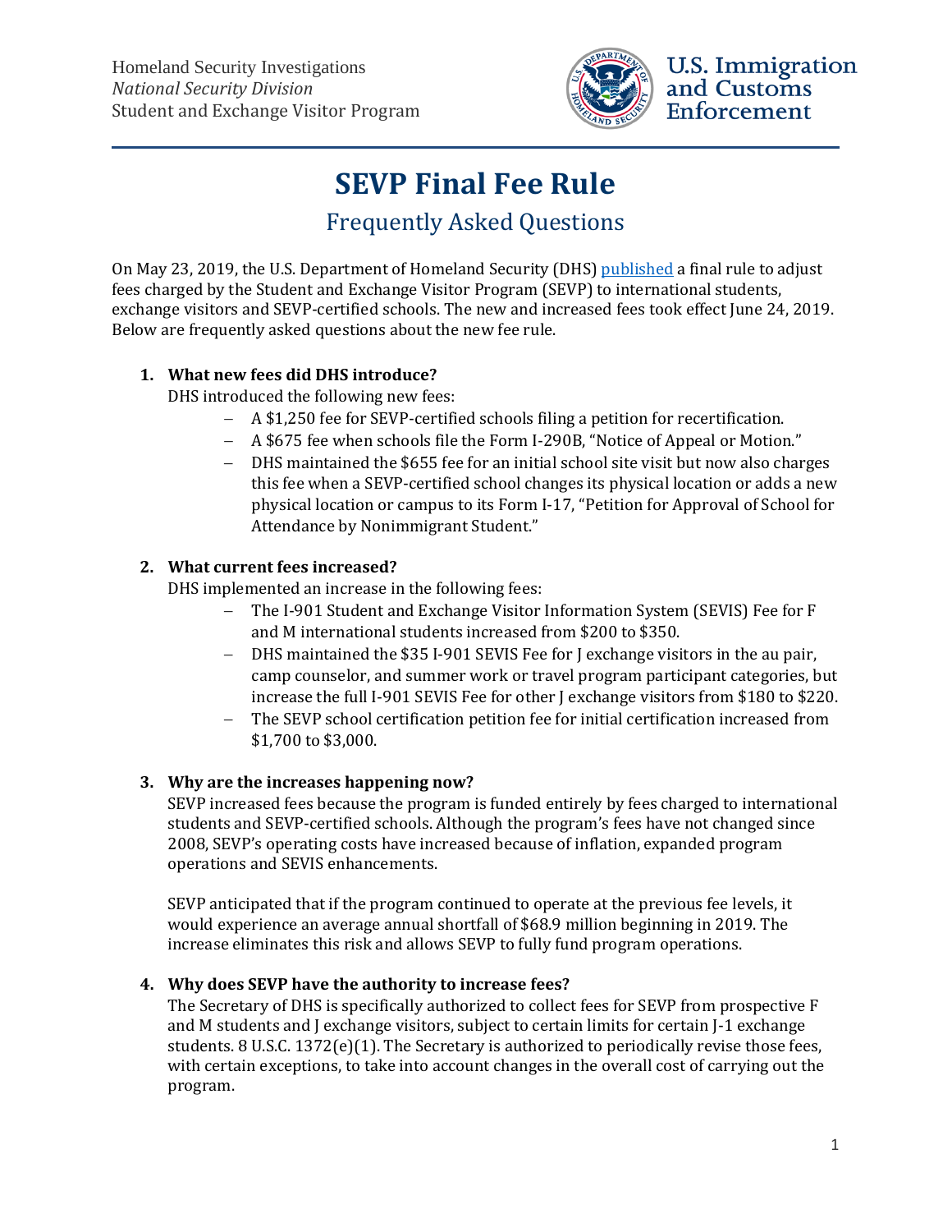Homeland Security Investigations
*National Security Division*
Student and Exchange Visitor Program

U.S. Immigration and Customs Enforcement

# SEVP Final Fee Rule

## Frequently Asked Questions

On May 23, 2019, the U.S. Department of Homeland Security (DHS) published a final rule to adjust fees charged by the Student and Exchange Visitor Program (SEVP) to international students, exchange visitors and SEVP-certified schools. The new and increased fees took effect June 24, 2019. Below are frequently asked questions about the new fee rule.

1. **What new fees did DHS introduce?**
   DHS introduced the following new fees:
   - A $1,250 fee for SEVP-certified schools filing a petition for recertification.
   - A $675 fee when schools file the Form I-290B, "Notice of Appeal or Motion."
   - DHS maintained the $655 fee for an initial school site visit but now also charges this fee when a SEVP-certified school changes its physical location or adds a new physical location or campus to its Form I-17, "Petition for Approval of School for Attendance by Nonimmigrant Student."

2. **What current fees increased?**
   DHS implemented an increase in the following fees:
   - The I-901 Student and Exchange Visitor Information System (SEVIS) Fee for F and M international students increased from $200 to $350.
   - DHS maintained the $35 I-901 SEVIS Fee for J exchange visitors in the au pair, camp counselor, and summer work or travel program participant categories, but increase the full I-901 SEVIS Fee for other J exchange visitors from $180 to $220.
   - The SEVP school certification petition fee for initial certification increased from $1,700 to $3,000.

3. **Why are the increases happening now?**
   SEVP increased fees because the program is funded entirely by fees charged to international students and SEVP-certified schools. Although the program's fees have not changed since 2008, SEVP's operating costs have increased because of inflation, expanded program operations and SEVIS enhancements.

   SEVP anticipated that if the program continued to operate at the previous fee levels, it would experience an average annual shortfall of $68.9 million beginning in 2019. The increase eliminates this risk and allows SEVP to fully fund program operations.

4. **Why does SEVP have the authority to increase fees?**
   The Secretary of DHS is specifically authorized to collect fees for SEVP from prospective F and M students and J exchange visitors, subject to certain limits for certain J-1 exchange students. 8 U.S.C. 1372(e)(1). The Secretary is authorized to periodically revise those fees, with certain exceptions, to take into account changes in the overall cost of carrying out the program.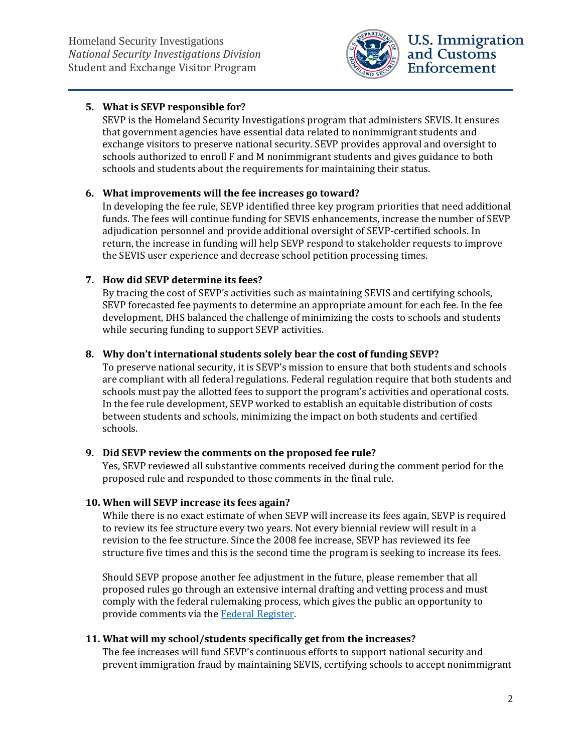5. **What is SEVP responsible for?**
   SEVP is the Homeland Security Investigations program that administers SEVIS. It ensures that government agencies have essential data related to nonimmigrant students and exchange visitors to preserve national security. SEVP provides approval and oversight to schools authorized to enroll F and M nonimmigrant students and gives guidance to both schools and students about the requirements for maintaining their status.

6. **What improvements will the fee increases go toward?**
   In developing the fee rule, SEVP identified three key program priorities that need additional funds. The fees will continue funding for SEVIS enhancements, increase the number of SEVP adjudication personnel and provide additional oversight of SEVP-certified schools. In return, the increase in funding will help SEVP respond to stakeholder requests to improve the SEVIS user experience and decrease school petition processing times.

7. **How did SEVP determine its fees?**
   By tracing the cost of SEVP's activities such as maintaining SEVIS and certifying schools, SEVP forecasted fee payments to determine an appropriate amount for each fee. In the fee development, DHS balanced the challenge of minimizing the costs to schools and students while securing funding to support SEVP activities.

8. **Why don't international students solely bear the cost of funding SEVP?**
   To preserve national security, it is SEVP's mission to ensure that both students and schools are compliant with all federal regulations. Federal regulation require that both students and schools must pay the allotted fees to support the program's activities and operational costs. In the fee rule development, SEVP worked to establish an equitable distribution of costs between students and schools, minimizing the impact on both students and certified schools.

9. **Did SEVP review the comments on the proposed fee rule?**
   Yes, SEVP reviewed all substantive comments received during the comment period for the proposed rule and responded to those comments in the final rule.

10. **When will SEVP increase its fees again?**
    While there is no exact estimate of when SEVP will increase its fees again, SEVP is required to review its fee structure every two years. Not every biennial review will result in a revision to the fee structure. Since the 2008 fee increase, SEVP has reviewed its fee structure five times and this is the second time the program is seeking to increase its fees.

    Should SEVP propose another fee adjustment in the future, please remember that all proposed rules go through an extensive internal drafting and vetting process and must comply with the federal rulemaking process, which gives the public an opportunity to provide comments via the [Federal Register](#).

11. **What will my school/students specifically get from the increases?**
    The fee increases will fund SEVP's continuous efforts to support national security and prevent immigration fraud by maintaining SEVIS, certifying schools to accept nonimmigrant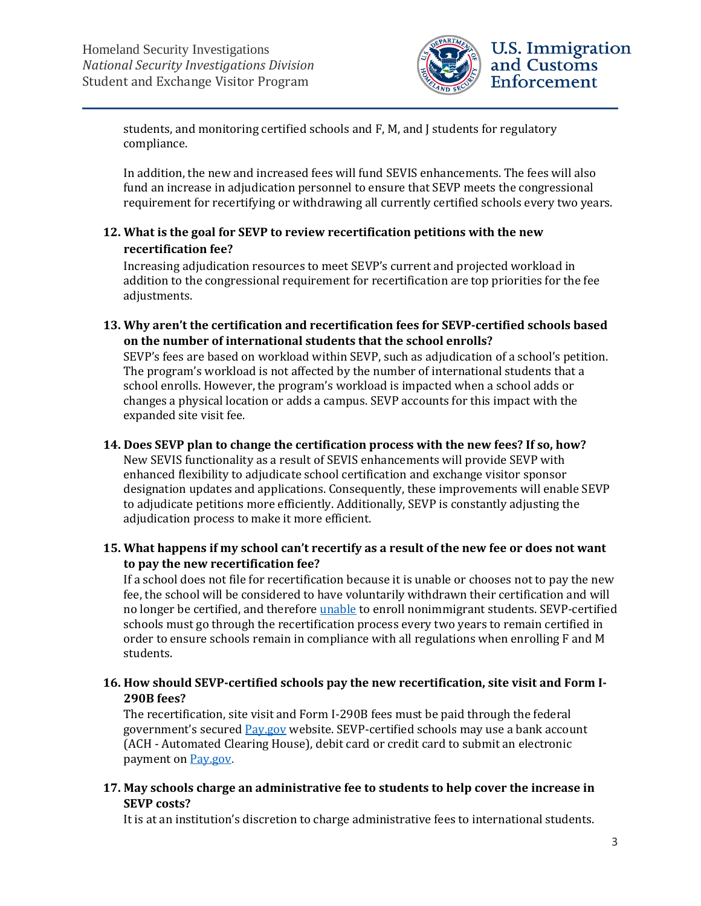students, and monitoring certified schools and F, M, and J students for regulatory compliance.

In addition, the new and increased fees will fund SEVIS enhancements. The fees will also fund an increase in adjudication personnel to ensure that SEVP meets the congressional requirement for recertifying or withdrawing all currently certified schools every two years.

12. **What is the goal for SEVP to review recertification petitions with the new recertification fee?**
    Increasing adjudication resources to meet SEVP's current and projected workload in addition to the congressional requirement for recertification are top priorities for the fee adjustments.

13. **Why aren't the certification and recertification fees for SEVP-certified schools based on the number of international students that the school enrolls?**
    SEVP's fees are based on workload within SEVP, such as adjudication of a school's petition. The program's workload is not affected by the number of international students that a school enrolls. However, the program's workload is impacted when a school adds or changes a physical location or adds a campus. SEVP accounts for this impact with the expanded site visit fee.

14. **Does SEVP plan to change the certification process with the new fees? If so, how?**
    New SEVIS functionality as a result of SEVIS enhancements will provide SEVP with enhanced flexibility to adjudicate school certification and exchange visitor sponsor designation updates and applications. Consequently, these improvements will enable SEVP to adjudicate petitions more efficiently. Additionally, SEVP is constantly adjusting the adjudication process to make it more efficient.

15. **What happens if my school can't recertify as a result of the new fee or does not want to pay the new recertification fee?**
    If a school does not file for recertification because it is unable or chooses not to pay the new fee, the school will be considered to have voluntarily withdrawn their certification and will no longer be certified, and therefore unable to enroll nonimmigrant students. SEVP-certified schools must go through the recertification process every two years to remain certified in order to ensure schools remain in compliance with all regulations when enrolling F and M students.

16. **How should SEVP-certified schools pay the new recertification, site visit and Form I-290B fees?**
    The recertification, site visit and Form I-290B fees must be paid through the federal government's secured Pay.gov website. SEVP-certified schools may use a bank account (ACH - Automated Clearing House), debit card or credit card to submit an electronic payment on Pay.gov.

17. **May schools charge an administrative fee to students to help cover the increase in SEVP costs?**
    It is at an institution's discretion to charge administrative fees to international students.